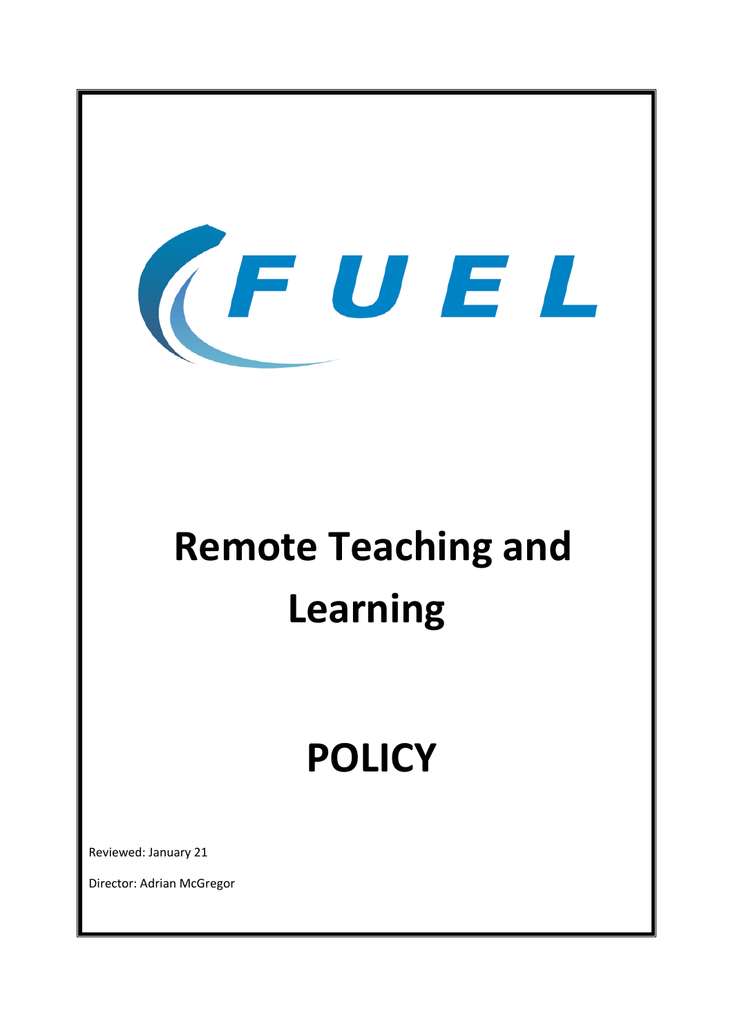FUEL

# Remote Teaching and Learning

# POLICY

Reviewed: January 21

Director: Adrian McGregor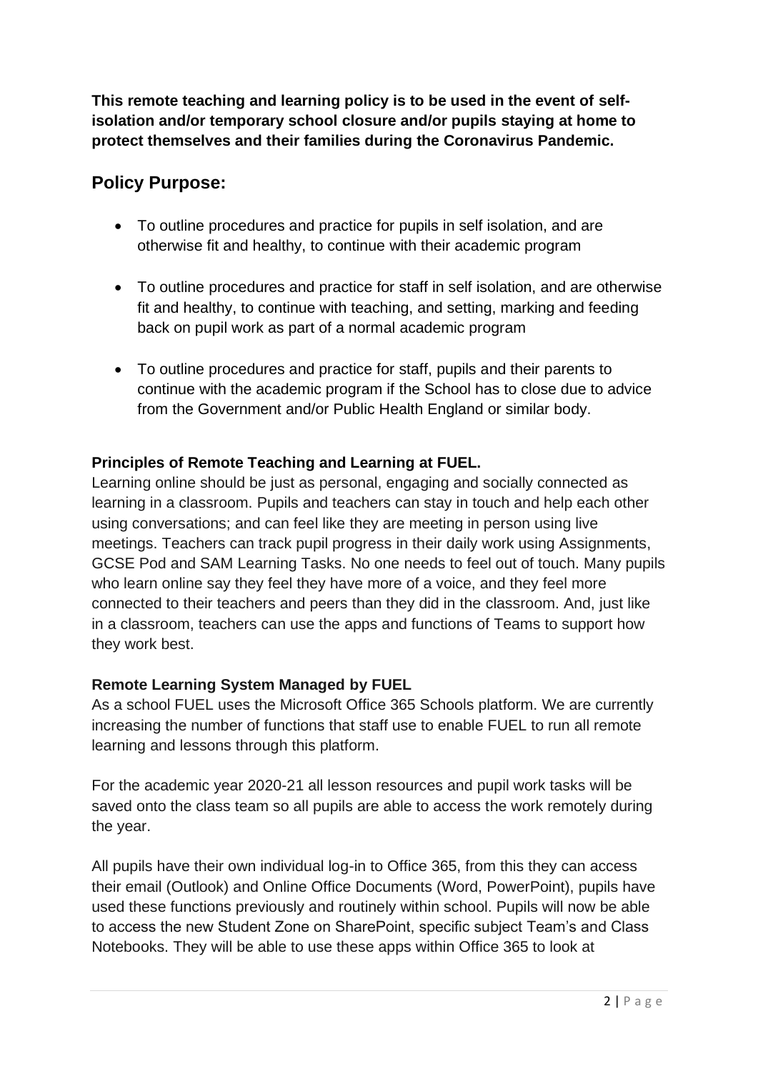**This remote teaching and learning policy is to be used in the event of self-isolation and/or temporary school closure and/or pupils staying at home to protect themselves and their families during the Coronavirus Pandemic.**

## Policy Purpose:

- To outline procedures and practice for pupils in self isolation, and are otherwise fit and healthy, to continue with their academic program
- To outline procedures and practice for staff in self isolation, and are otherwise fit and healthy, to continue with teaching, and setting, marking and feeding back on pupil work as part of a normal academic program
- To outline procedures and practice for staff, pupils and their parents to continue with the academic program if the School has to close due to advice from the Government and/or Public Health England or similar body.

**Principles of Remote Teaching and Learning at FUEL.**

Learning online should be just as personal, engaging and socially connected as learning in a classroom. Pupils and teachers can stay in touch and help each other using conversations; and can feel like they are meeting in person using live meetings. Teachers can track pupil progress in their daily work using Assignments, GCSE Pod and SAM Learning Tasks. No one needs to feel out of touch. Many pupils who learn online say they feel they have more of a voice, and they feel more connected to their teachers and peers than they did in the classroom. And, just like in a classroom, teachers can use the apps and functions of Teams to support how they work best.

**Remote Learning System Managed by FUEL**

As a school FUEL uses the Microsoft Office 365 Schools platform. We are currently increasing the number of functions that staff use to enable FUEL to run all remote learning and lessons through this platform.

For the academic year 2020-21 all lesson resources and pupil work tasks will be saved onto the class team so all pupils are able to access the work remotely during the year.

All pupils have their own individual log-in to Office 365, from this they can access their email (Outlook) and Online Office Documents (Word, PowerPoint), pupils have used these functions previously and routinely within school. Pupils will now be able to access the new Student Zone on SharePoint, specific subject Team's and Class Notebooks. They will be able to use these apps within Office 365 to look at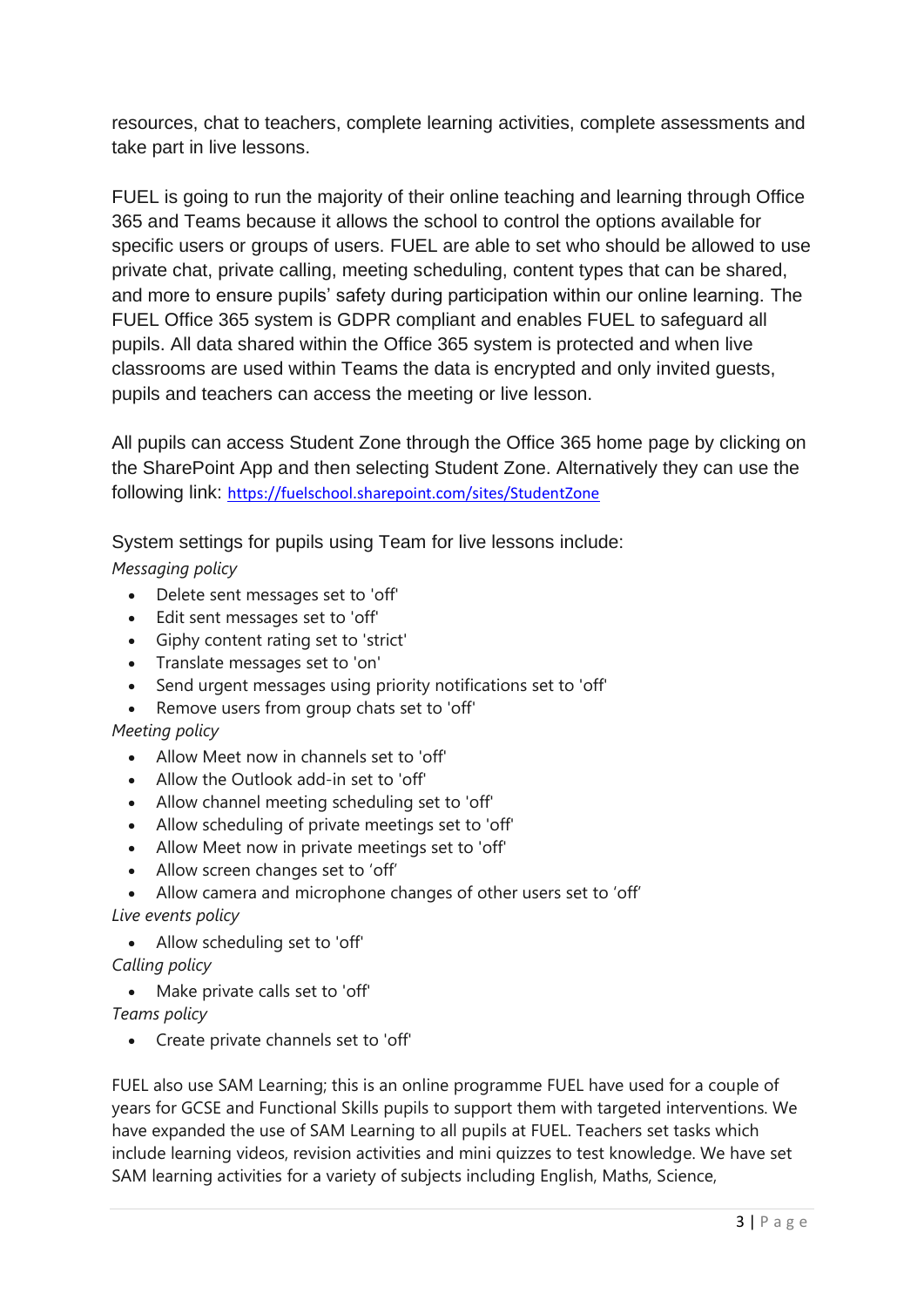resources, chat to teachers, complete learning activities, complete assessments and take part in live lessons.

FUEL is going to run the majority of their online teaching and learning through Office 365 and Teams because it allows the school to control the options available for specific users or groups of users. FUEL are able to set who should be allowed to use private chat, private calling, meeting scheduling, content types that can be shared, and more to ensure pupils' safety during participation within our online learning. The FUEL Office 365 system is GDPR compliant and enables FUEL to safeguard all pupils. All data shared within the Office 365 system is protected and when live classrooms are used within Teams the data is encrypted and only invited guests, pupils and teachers can access the meeting or live lesson.

All pupils can access Student Zone through the Office 365 home page by clicking on the SharePoint App and then selecting Student Zone. Alternatively they can use the following link: https://fuelschool.sharepoint.com/sites/StudentZone

System settings for pupils using Team for live lessons include:

*Messaging policy*

- Delete sent messages set to 'off'
- Edit sent messages set to 'off'
- Giphy content rating set to 'strict'
- Translate messages set to 'on'
- Send urgent messages using priority notifications set to 'off'
- Remove users from group chats set to 'off'

*Meeting policy*

- Allow Meet now in channels set to 'off'
- Allow the Outlook add-in set to 'off'
- Allow channel meeting scheduling set to 'off'
- Allow scheduling of private meetings set to 'off'
- Allow Meet now in private meetings set to 'off'
- Allow screen changes set to 'off'
- Allow camera and microphone changes of other users set to 'off'

*Live events policy*

- Allow scheduling set to 'off'

*Calling policy*

- Make private calls set to 'off'

*Teams policy*

- Create private channels set to 'off'

FUEL also use SAM Learning; this is an online programme FUEL have used for a couple of years for GCSE and Functional Skills pupils to support them with targeted interventions. We have expanded the use of SAM Learning to all pupils at FUEL. Teachers set tasks which include learning videos, revision activities and mini quizzes to test knowledge. We have set SAM learning activities for a variety of subjects including English, Maths, Science,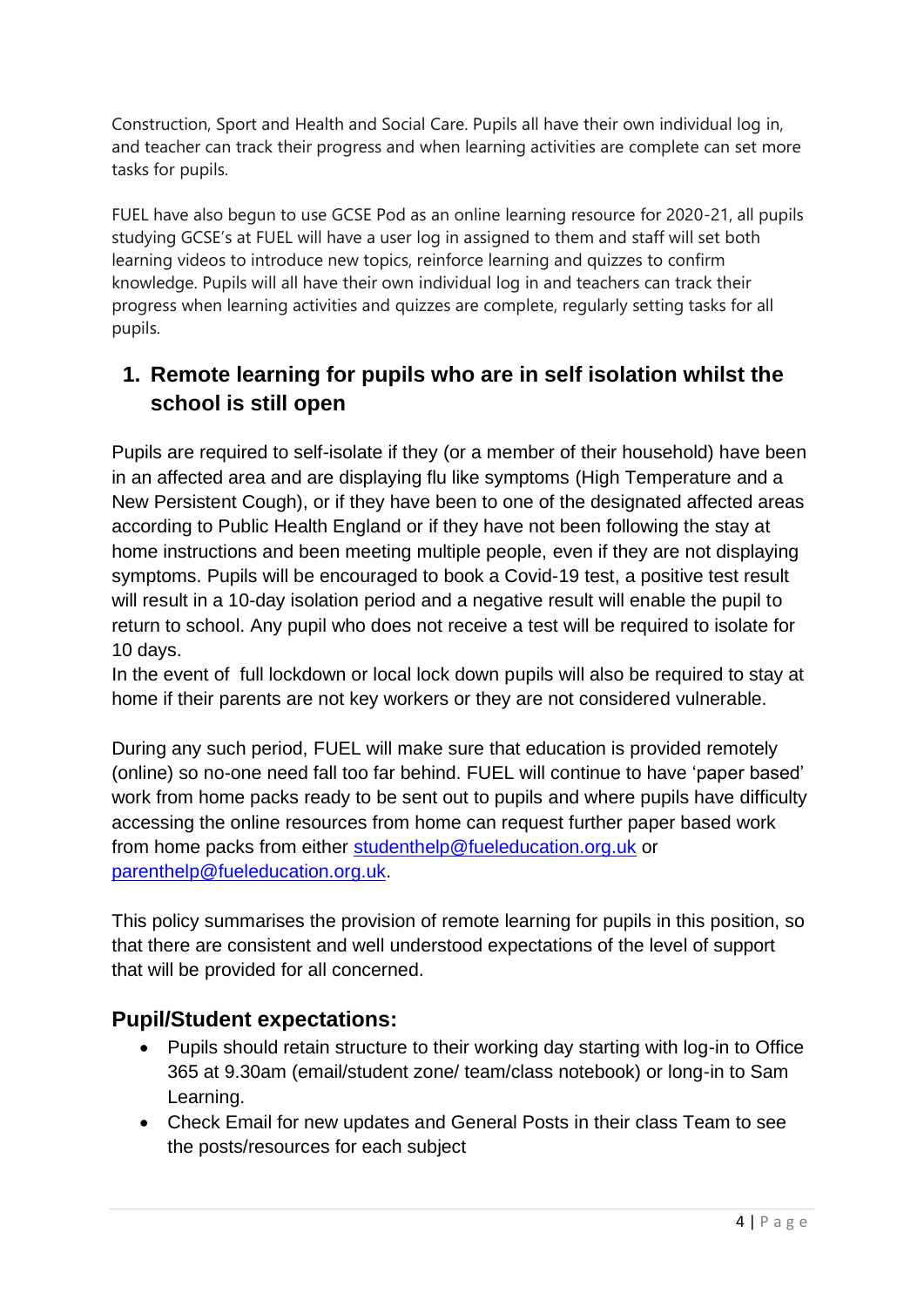Construction, Sport and Health and Social Care. Pupils all have their own individual log in, and teacher can track their progress and when learning activities are complete can set more tasks for pupils.

FUEL have also begun to use GCSE Pod as an online learning resource for 2020-21, all pupils studying GCSE's at FUEL will have a user log in assigned to them and staff will set both learning videos to introduce new topics, reinforce learning and quizzes to confirm knowledge. Pupils will all have their own individual log in and teachers can track their progress when learning activities and quizzes are complete, regularly setting tasks for all pupils.

## 1. Remote learning for pupils who are in self isolation whilst the school is still open

Pupils are required to self-isolate if they (or a member of their household) have been in an affected area and are displaying flu like symptoms (High Temperature and a New Persistent Cough), or if they have been to one of the designated affected areas according to Public Health England or if they have not been following the stay at home instructions and been meeting multiple people, even if they are not displaying symptoms. Pupils will be encouraged to book a Covid-19 test, a positive test result will result in a 10-day isolation period and a negative result will enable the pupil to return to school. Any pupil who does not receive a test will be required to isolate for 10 days.
In the event of full lockdown or local lock down pupils will also be required to stay at home if their parents are not key workers or they are not considered vulnerable.

During any such period, FUEL will make sure that education is provided remotely (online) so no-one need fall too far behind. FUEL will continue to have 'paper based' work from home packs ready to be sent out to pupils and where pupils have difficulty accessing the online resources from home can request further paper based work from home packs from either studenthelp@fueleducation.org.uk or parenthelp@fueleducation.org.uk.

This policy summarises the provision of remote learning for pupils in this position, so that there are consistent and well understood expectations of the level of support that will be provided for all concerned.

### Pupil/Student expectations:

- Pupils should retain structure to their working day starting with log-in to Office 365 at 9.30am (email/student zone/ team/class notebook) or long-in to Sam Learning.
- Check Email for new updates and General Posts in their class Team to see the posts/resources for each subject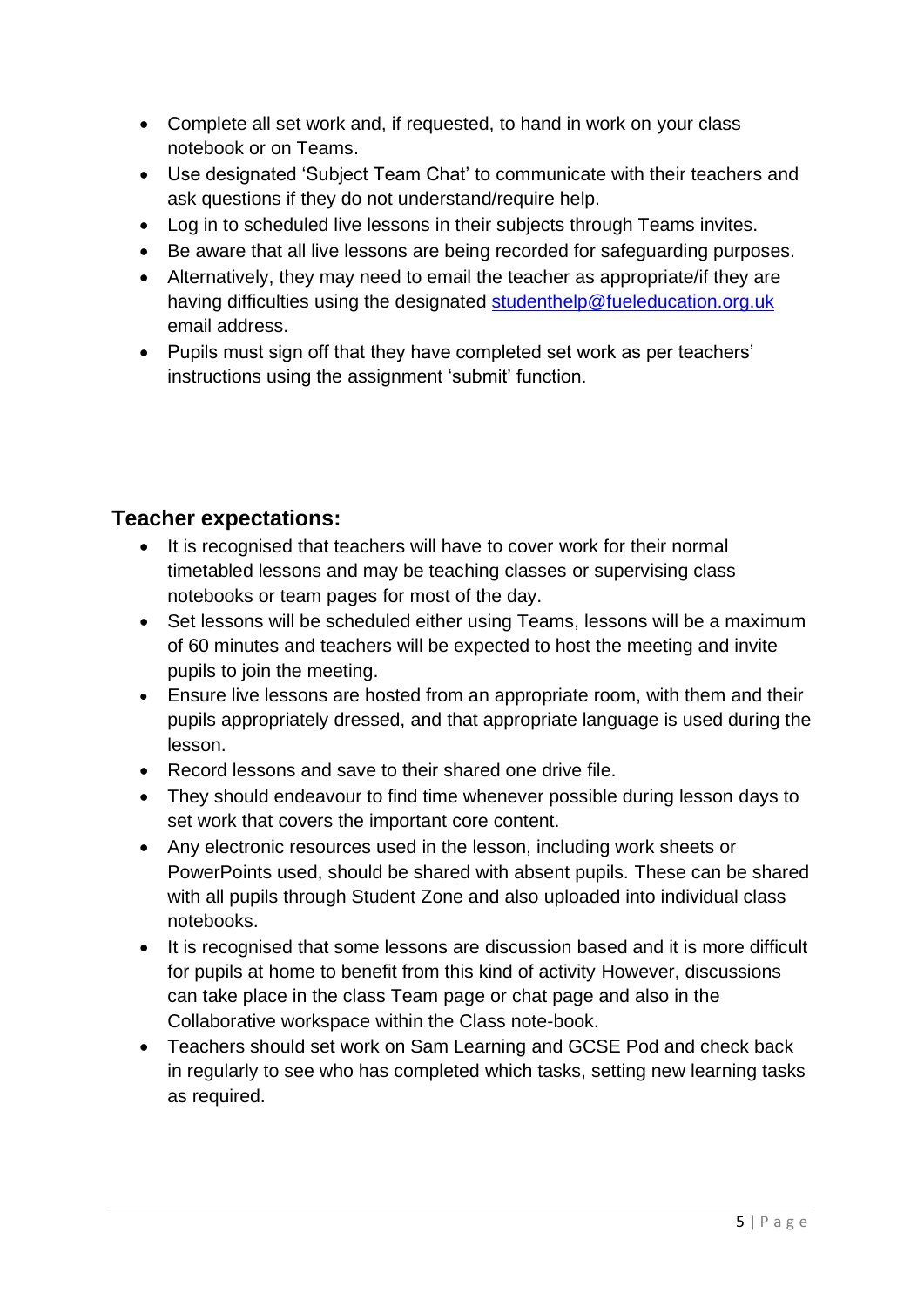- Complete all set work and, if requested, to hand in work on your class notebook or on Teams.
- Use designated 'Subject Team Chat' to communicate with their teachers and ask questions if they do not understand/require help.
- Log in to scheduled live lessons in their subjects through Teams invites.
- Be aware that all live lessons are being recorded for safeguarding purposes.
- Alternatively, they may need to email the teacher as appropriate/if they are having difficulties using the designated studenthelp@fueleducation.org.uk email address.
- Pupils must sign off that they have completed set work as per teachers' instructions using the assignment 'submit' function.

## Teacher expectations:

- It is recognised that teachers will have to cover work for their normal timetabled lessons and may be teaching classes or supervising class notebooks or team pages for most of the day.
- Set lessons will be scheduled either using Teams, lessons will be a maximum of 60 minutes and teachers will be expected to host the meeting and invite pupils to join the meeting.
- Ensure live lessons are hosted from an appropriate room, with them and their pupils appropriately dressed, and that appropriate language is used during the lesson.
- Record lessons and save to their shared one drive file.
- They should endeavour to find time whenever possible during lesson days to set work that covers the important core content.
- Any electronic resources used in the lesson, including work sheets or PowerPoints used, should be shared with absent pupils. These can be shared with all pupils through Student Zone and also uploaded into individual class notebooks.
- It is recognised that some lessons are discussion based and it is more difficult for pupils at home to benefit from this kind of activity However, discussions can take place in the class Team page or chat page and also in the Collaborative workspace within the Class note-book.
- Teachers should set work on Sam Learning and GCSE Pod and check back in regularly to see who has completed which tasks, setting new learning tasks as required.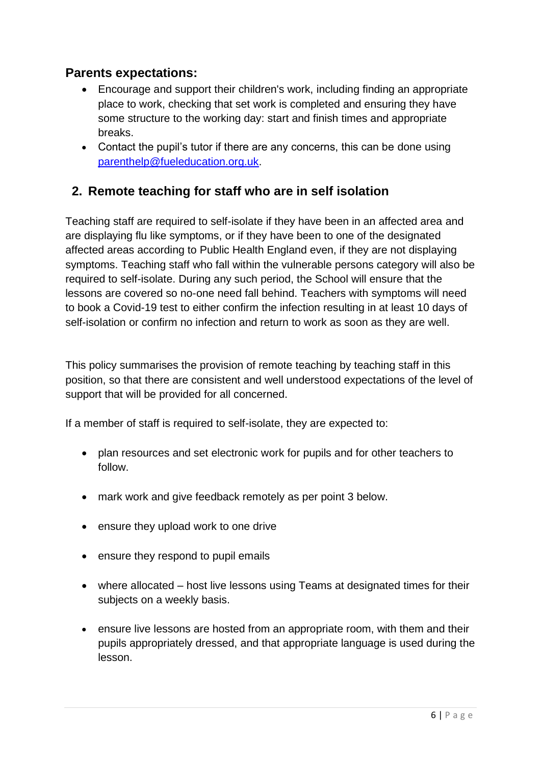### Parents expectations:

- Encourage and support their children's work, including finding an appropriate place to work, checking that set work is completed and ensuring they have some structure to the working day: start and finish times and appropriate breaks.
- Contact the pupil's tutor if there are any concerns, this can be done using [parenthelp@fueleducation.org.uk](mailto:parenthelp@fueleducation.org.uk).

## 2. Remote teaching for staff who are in self isolation

Teaching staff are required to self-isolate if they have been in an affected area and are displaying flu like symptoms, or if they have been to one of the designated affected areas according to Public Health England even, if they are not displaying symptoms. Teaching staff who fall within the vulnerable persons category will also be required to self-isolate. During any such period, the School will ensure that the lessons are covered so no-one need fall behind. Teachers with symptoms will need to book a Covid-19 test to either confirm the infection resulting in at least 10 days of self-isolation or confirm no infection and return to work as soon as they are well.

This policy summarises the provision of remote teaching by teaching staff in this position, so that there are consistent and well understood expectations of the level of support that will be provided for all concerned.

If a member of staff is required to self-isolate, they are expected to:

- plan resources and set electronic work for pupils and for other teachers to follow.
- mark work and give feedback remotely as per point 3 below.
- ensure they upload work to one drive
- ensure they respond to pupil emails
- where allocated – host live lessons using Teams at designated times for their subjects on a weekly basis.
- ensure live lessons are hosted from an appropriate room, with them and their pupils appropriately dressed, and that appropriate language is used during the lesson.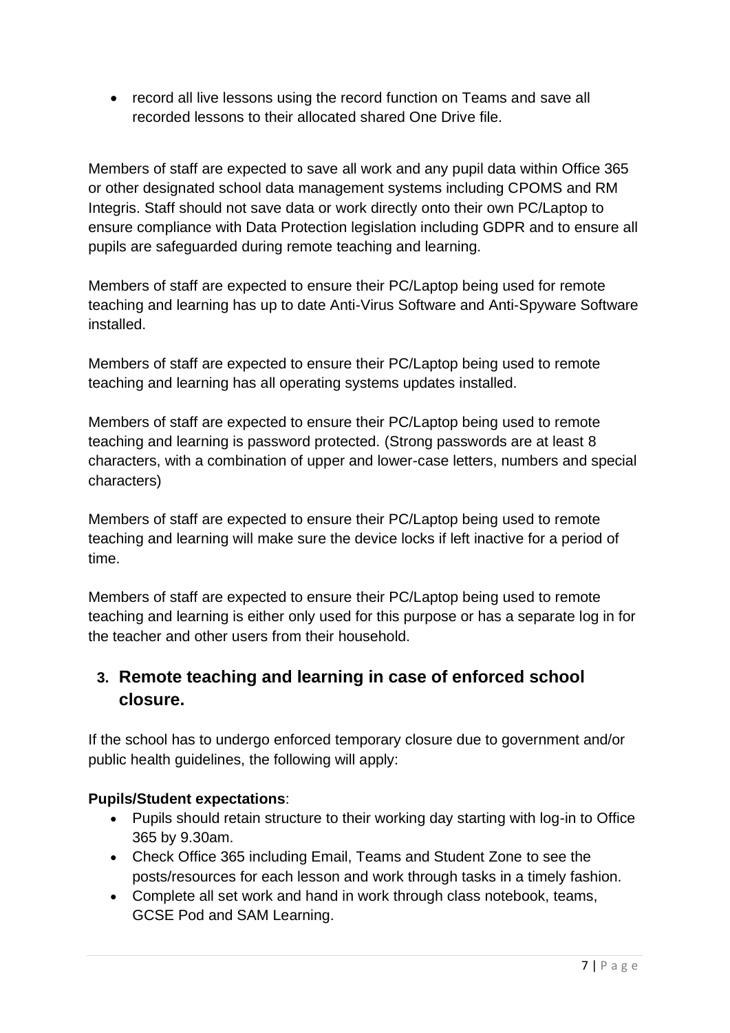- record all live lessons using the record function on Teams and save all recorded lessons to their allocated shared One Drive file.

Members of staff are expected to save all work and any pupil data within Office 365 or other designated school data management systems including CPOMS and RM Integris. Staff should not save data or work directly onto their own PC/Laptop to ensure compliance with Data Protection legislation including GDPR and to ensure all pupils are safeguarded during remote teaching and learning.

Members of staff are expected to ensure their PC/Laptop being used for remote teaching and learning has up to date Anti-Virus Software and Anti-Spyware Software installed.

Members of staff are expected to ensure their PC/Laptop being used to remote teaching and learning has all operating systems updates installed.

Members of staff are expected to ensure their PC/Laptop being used to remote teaching and learning is password protected. (Strong passwords are at least 8 characters, with a combination of upper and lower-case letters, numbers and special characters)

Members of staff are expected to ensure their PC/Laptop being used to remote teaching and learning will make sure the device locks if left inactive for a period of time.

Members of staff are expected to ensure their PC/Laptop being used to remote teaching and learning is either only used for this purpose or has a separate log in for the teacher and other users from their household.

## 3. Remote teaching and learning in case of enforced school closure.

If the school has to undergo enforced temporary closure due to government and/or public health guidelines, the following will apply:

**Pupils/Student expectations**:

- Pupils should retain structure to their working day starting with log-in to Office 365 by 9.30am.
- Check Office 365 including Email, Teams and Student Zone to see the posts/resources for each lesson and work through tasks in a timely fashion.
- Complete all set work and hand in work through class notebook, teams, GCSE Pod and SAM Learning.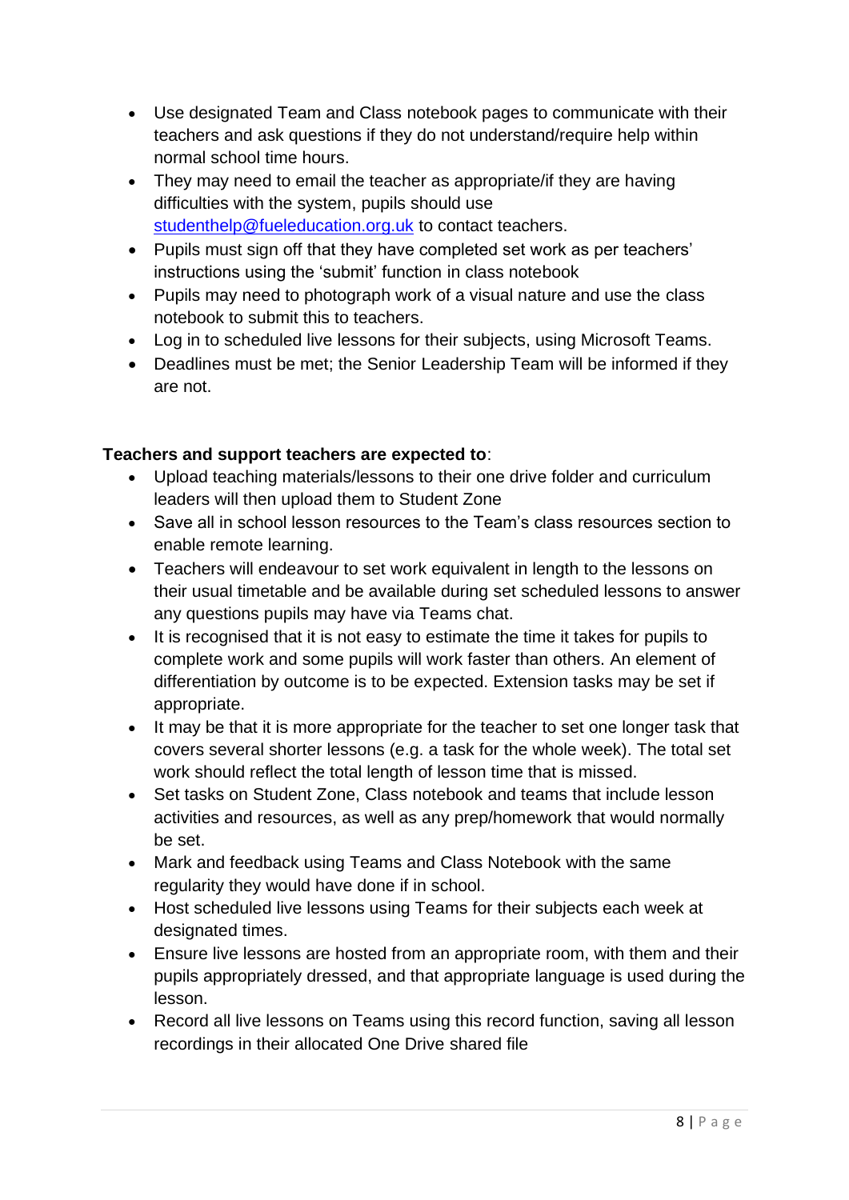- Use designated Team and Class notebook pages to communicate with their teachers and ask questions if they do not understand/require help within normal school time hours.
- They may need to email the teacher as appropriate/if they are having difficulties with the system, pupils should use [studenthelp@fueleducation.org.uk](mailto:studenthelp@fueleducation.org.uk) to contact teachers.
- Pupils must sign off that they have completed set work as per teachers' instructions using the 'submit' function in class notebook
- Pupils may need to photograph work of a visual nature and use the class notebook to submit this to teachers.
- Log in to scheduled live lessons for their subjects, using Microsoft Teams.
- Deadlines must be met; the Senior Leadership Team will be informed if they are not.

**Teachers and support teachers are expected to**:

- Upload teaching materials/lessons to their one drive folder and curriculum leaders will then upload them to Student Zone
- Save all in school lesson resources to the Team's class resources section to enable remote learning.
- Teachers will endeavour to set work equivalent in length to the lessons on their usual timetable and be available during set scheduled lessons to answer any questions pupils may have via Teams chat.
- It is recognised that it is not easy to estimate the time it takes for pupils to complete work and some pupils will work faster than others. An element of differentiation by outcome is to be expected. Extension tasks may be set if appropriate.
- It may be that it is more appropriate for the teacher to set one longer task that covers several shorter lessons (e.g. a task for the whole week). The total set work should reflect the total length of lesson time that is missed.
- Set tasks on Student Zone, Class notebook and teams that include lesson activities and resources, as well as any prep/homework that would normally be set.
- Mark and feedback using Teams and Class Notebook with the same regularity they would have done if in school.
- Host scheduled live lessons using Teams for their subjects each week at designated times.
- Ensure live lessons are hosted from an appropriate room, with them and their pupils appropriately dressed, and that appropriate language is used during the lesson.
- Record all live lessons on Teams using this record function, saving all lesson recordings in their allocated One Drive shared file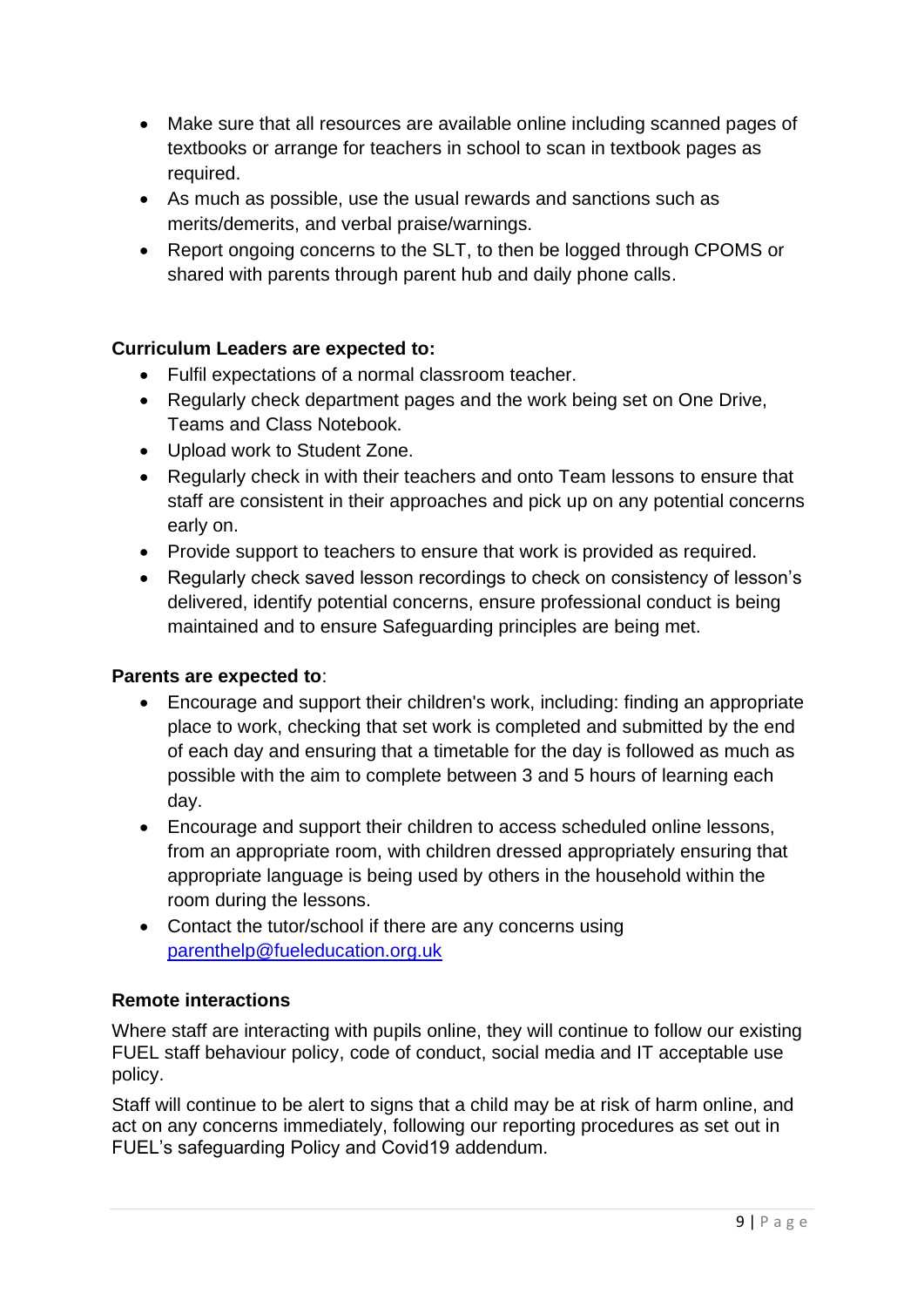- Make sure that all resources are available online including scanned pages of textbooks or arrange for teachers in school to scan in textbook pages as required.
- As much as possible, use the usual rewards and sanctions such as merits/demerits, and verbal praise/warnings.
- Report ongoing concerns to the SLT, to then be logged through CPOMS or shared with parents through parent hub and daily phone calls.

**Curriculum Leaders are expected to:**

- Fulfil expectations of a normal classroom teacher.
- Regularly check department pages and the work being set on One Drive, Teams and Class Notebook.
- Upload work to Student Zone.
- Regularly check in with their teachers and onto Team lessons to ensure that staff are consistent in their approaches and pick up on any potential concerns early on.
- Provide support to teachers to ensure that work is provided as required.
- Regularly check saved lesson recordings to check on consistency of lesson's delivered, identify potential concerns, ensure professional conduct is being maintained and to ensure Safeguarding principles are being met.

**Parents are expected to**:

- Encourage and support their children's work, including: finding an appropriate place to work, checking that set work is completed and submitted by the end of each day and ensuring that a timetable for the day is followed as much as possible with the aim to complete between 3 and 5 hours of learning each day.
- Encourage and support their children to access scheduled online lessons, from an appropriate room, with children dressed appropriately ensuring that appropriate language is being used by others in the household within the room during the lessons.
- Contact the tutor/school if there are any concerns using [parenthelp@fueleducation.org.uk](mailto:parenthelp@fueleducation.org.uk)

**Remote interactions**

Where staff are interacting with pupils online, they will continue to follow our existing FUEL staff behaviour policy, code of conduct, social media and IT acceptable use policy.

Staff will continue to be alert to signs that a child may be at risk of harm online, and act on any concerns immediately, following our reporting procedures as set out in FUEL's safeguarding Policy and Covid19 addendum.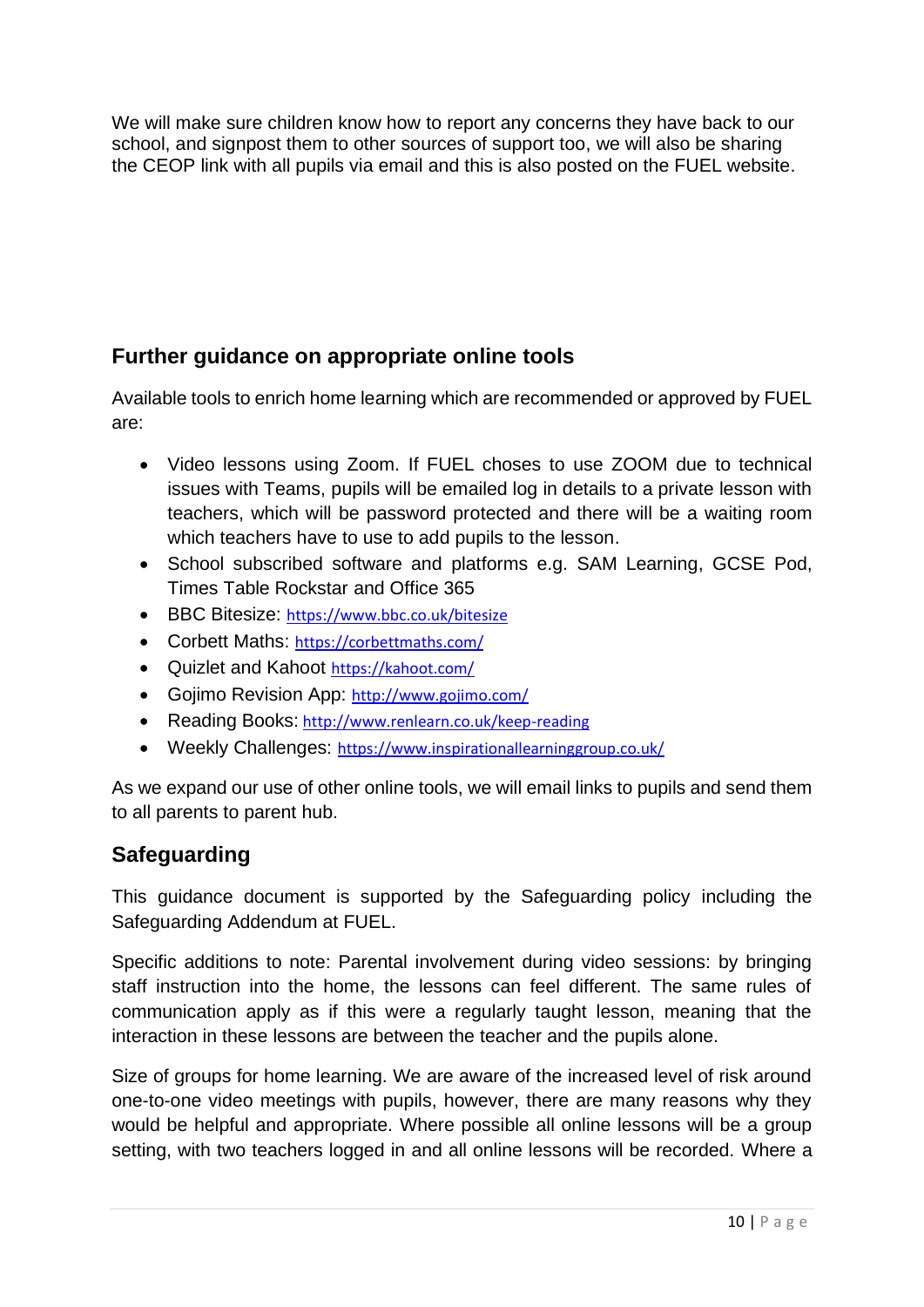We will make sure children know how to report any concerns they have back to our school, and signpost them to other sources of support too, we will also be sharing the CEOP link with all pupils via email and this is also posted on the FUEL website.

## Further guidance on appropriate online tools

Available tools to enrich home learning which are recommended or approved by FUEL are:

- Video lessons using Zoom. If FUEL choses to use ZOOM due to technical issues with Teams, pupils will be emailed log in details to a private lesson with teachers, which will be password protected and there will be a waiting room which teachers have to use to add pupils to the lesson.
- School subscribed software and platforms e.g. SAM Learning, GCSE Pod, Times Table Rockstar and Office 365
- BBC Bitesize: https://www.bbc.co.uk/bitesize
- Corbett Maths: https://corbettmaths.com/
- Quizlet and Kahoot https://kahoot.com/
- Gojimo Revision App: http://www.gojimo.com/
- Reading Books: http://www.renlearn.co.uk/keep-reading
- Weekly Challenges: https://www.inspirationallearninggroup.co.uk/

As we expand our use of other online tools, we will email links to pupils and send them to all parents to parent hub.

## Safeguarding

This guidance document is supported by the Safeguarding policy including the Safeguarding Addendum at FUEL.

Specific additions to note: Parental involvement during video sessions: by bringing staff instruction into the home, the lessons can feel different. The same rules of communication apply as if this were a regularly taught lesson, meaning that the interaction in these lessons are between the teacher and the pupils alone.

Size of groups for home learning. We are aware of the increased level of risk around one-to-one video meetings with pupils, however, there are many reasons why they would be helpful and appropriate. Where possible all online lessons will be a group setting, with two teachers logged in and all online lessons will be recorded. Where a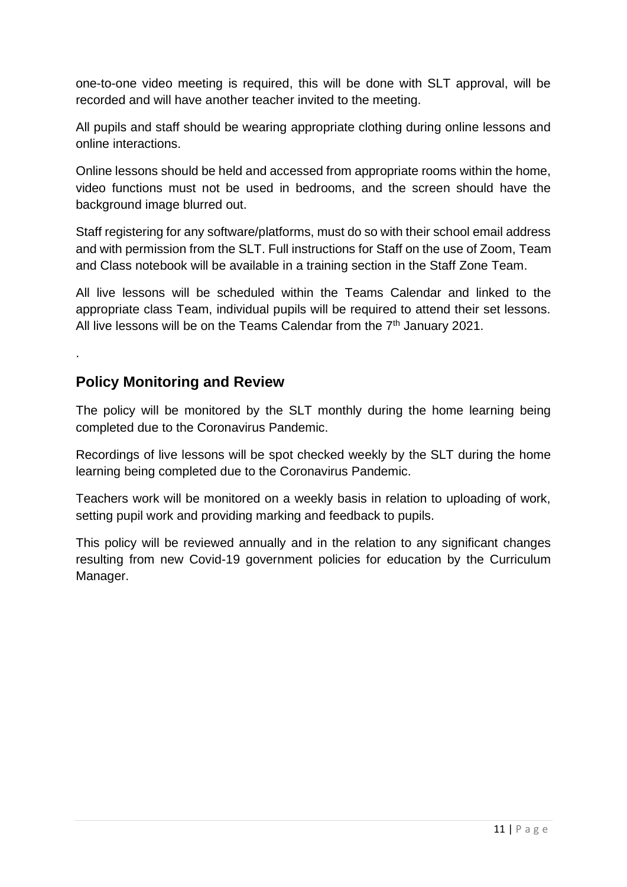one-to-one video meeting is required, this will be done with SLT approval, will be recorded and will have another teacher invited to the meeting.

All pupils and staff should be wearing appropriate clothing during online lessons and online interactions.

Online lessons should be held and accessed from appropriate rooms within the home, video functions must not be used in bedrooms, and the screen should have the background image blurred out.

Staff registering for any software/platforms, must do so with their school email address and with permission from the SLT. Full instructions for Staff on the use of Zoom, Team and Class notebook will be available in a training section in the Staff Zone Team.

All live lessons will be scheduled within the Teams Calendar and linked to the appropriate class Team, individual pupils will be required to attend their set lessons. All live lessons will be on the Teams Calendar from the 7th January 2021.

.

## Policy Monitoring and Review

The policy will be monitored by the SLT monthly during the home learning being completed due to the Coronavirus Pandemic.

Recordings of live lessons will be spot checked weekly by the SLT during the home learning being completed due to the Coronavirus Pandemic.

Teachers work will be monitored on a weekly basis in relation to uploading of work, setting pupil work and providing marking and feedback to pupils.

This policy will be reviewed annually and in the relation to any significant changes resulting from new Covid-19 government policies for education by the Curriculum Manager.